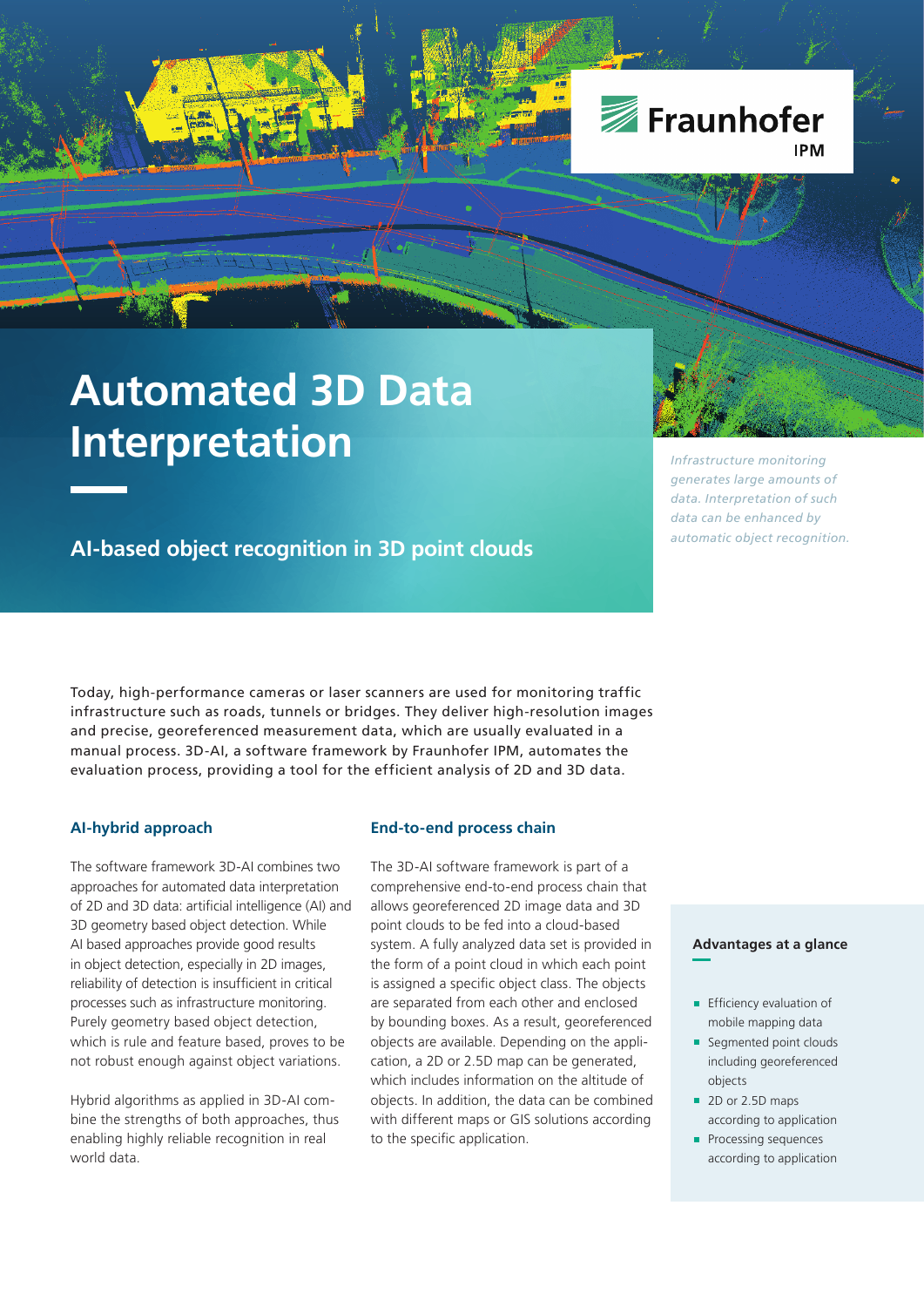# Automated 3D Data Interpretation

## AI-based object recognition in 3D point clouds

*Infrastructure monitoring generates large amounts of data. Interpretation of such data can be enhanced by automatic object recognition.*

Today, high-performance cameras or laser scanners are used for monitoring traffic infrastructure such as roads, tunnels or bridges. They deliver high-resolution images and precise, georeferenced measurement data, which are usually evaluated in a manual process. 3D-AI, a software framework by Fraunhofer IPM, automates the evaluation process, providing a tool for the efficient analysis of 2D and 3D data.

### AI-hybrid approach

The software framework 3D-AI combines two approaches for automated data interpretation of 2D and 3D data: artificial intelligence (AI) and 3D geometry based object detection. While AI based approaches provide good results in object detection, especially in 2D images, reliability of detection is insufficient in critical processes such as infrastructure monitoring. Purely geometry based object detection, which is rule and feature based, proves to be not robust enough against object variations.

Hybrid algorithms as applied in 3D-AI combine the strengths of both approaches, thus enabling highly reliable recognition in real world data.

### End-to-end process chain

The 3D-AI software framework is part of a comprehensive end-to-end process chain that allows georeferenced 2D image data and 3D point clouds to be fed into a cloud-based system. A fully analyzed data set is provided in the form of a point cloud in which each point is assigned a specific object class. The objects are separated from each other and enclosed by bounding boxes. As a result, georeferenced objects are available. Depending on the application, a 2D or 2.5D map can be generated, which includes information on the altitude of objects. In addition, the data can be combined with different maps or GIS solutions according to the specific application.

### Advantages at a glance

- Efficiency evaluation of mobile mapping data
- Segmented point clouds including georeferenced objects
- 2D or 2.5D maps according to application
- Processing sequences according to application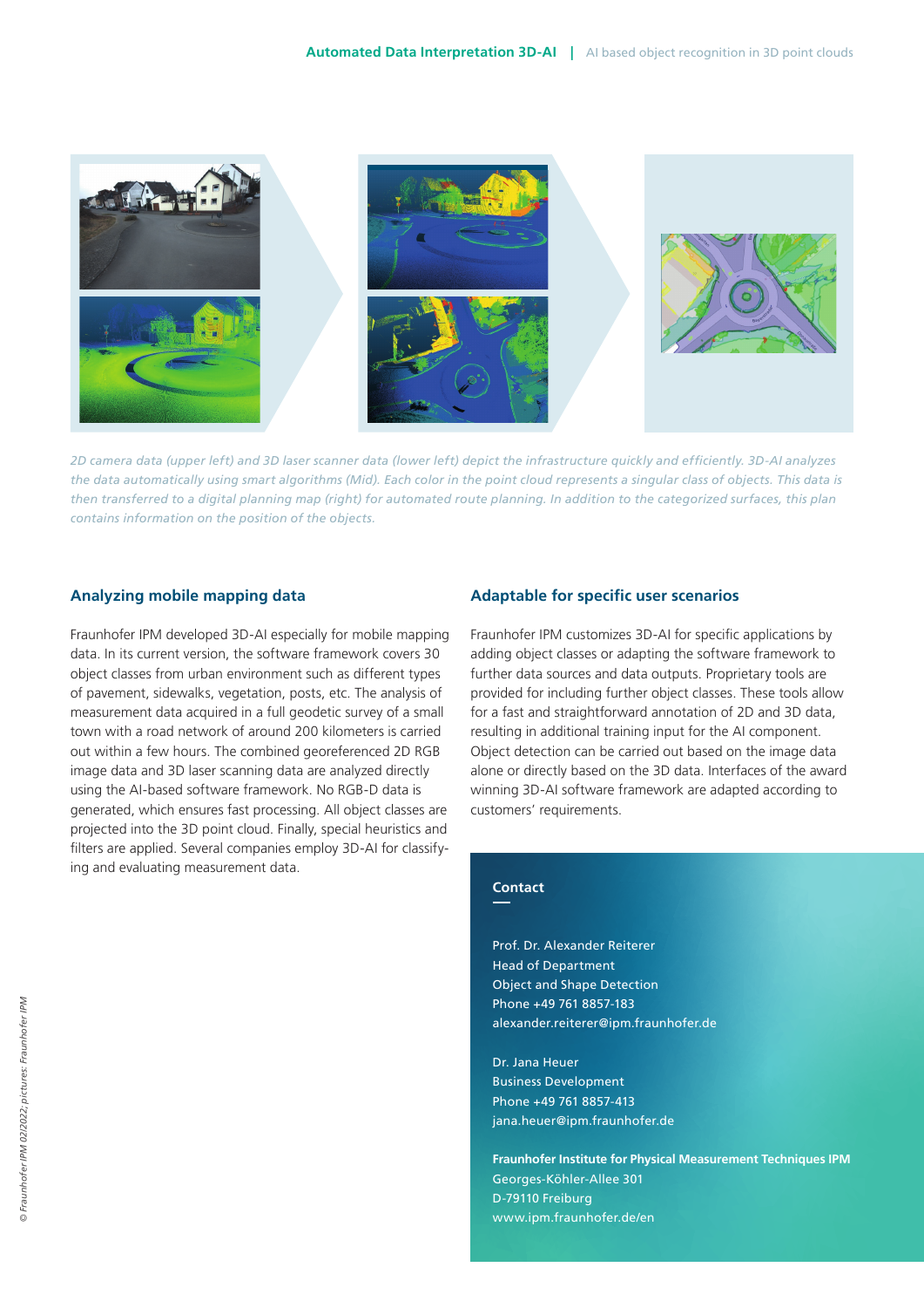2D camera data (upper left) and 3D laser scanner data (lower left) depict the infrastructure quickly and efficiently. 3D-AI analyzes the data automatically using smart algorithms (Mid). Each color in the point cloud represents a singular class of objects. This data is then transferred to a digital planning map (right) for automated route planning. In addition to the categorized surfaces, this plan contains information on the position of the objects.

## Analyzing mobile mapping data

Fraunhofer IPM developed 3D-AI especially for mobile mapping data. In its current version, the software framework covers 30 object classes from urban environment such as different types of pavement, sidewalks, vegetation, posts, etc. The analysis of measurement data acquired in a full geodetic survey of a small town with a road network of around 200 kilometers is carried out within a few hours. The combined georeferenced 2D RGB image data and 3D laser scanning data are analyzed directly using the AI-based software framework. No RGB-D data is generated, which ensures fast processing. All object classes are projected into the 3D point cloud. Finally, special heuristics and filters are applied. Several companies employ 3D-AI for classifying and evaluating measurement data.

## Adaptable for specific user scenarios

Fraunhofer IPM customizes 3D-AI for specific applications by adding object classes or adapting the software framework to further data sources and data outputs. Proprietary tools are provided for including further object classes. These tools allow for a fast and straightforward annotation of 2D and 3D data, resulting in additional training input for the AI component. Object detection can be carried out based on the image data alone or directly based on the 3D data. Interfaces of the award winning 3D-AI software framework are adapted according to customers' requirements.

### Contact

Prof. Dr. Alexander Reiterer
Head of Department
Object and Shape Detection
Phone +49 761 8857-183
alexander.reiterer@ipm.fraunhofer.de

Dr. Jana Heuer
Business Development
Phone +49 761 8857-413
jana.heuer@ipm.fraunhofer.de

**Fraunhofer Institute for Physical Measurement Techniques IPM**
Georges-Köhler-Allee 301
D-79110 Freiburg
www.ipm.fraunhofer.de/en

© Fraunhofer IPM 02/2022; pictures: Fraunhofer IPM